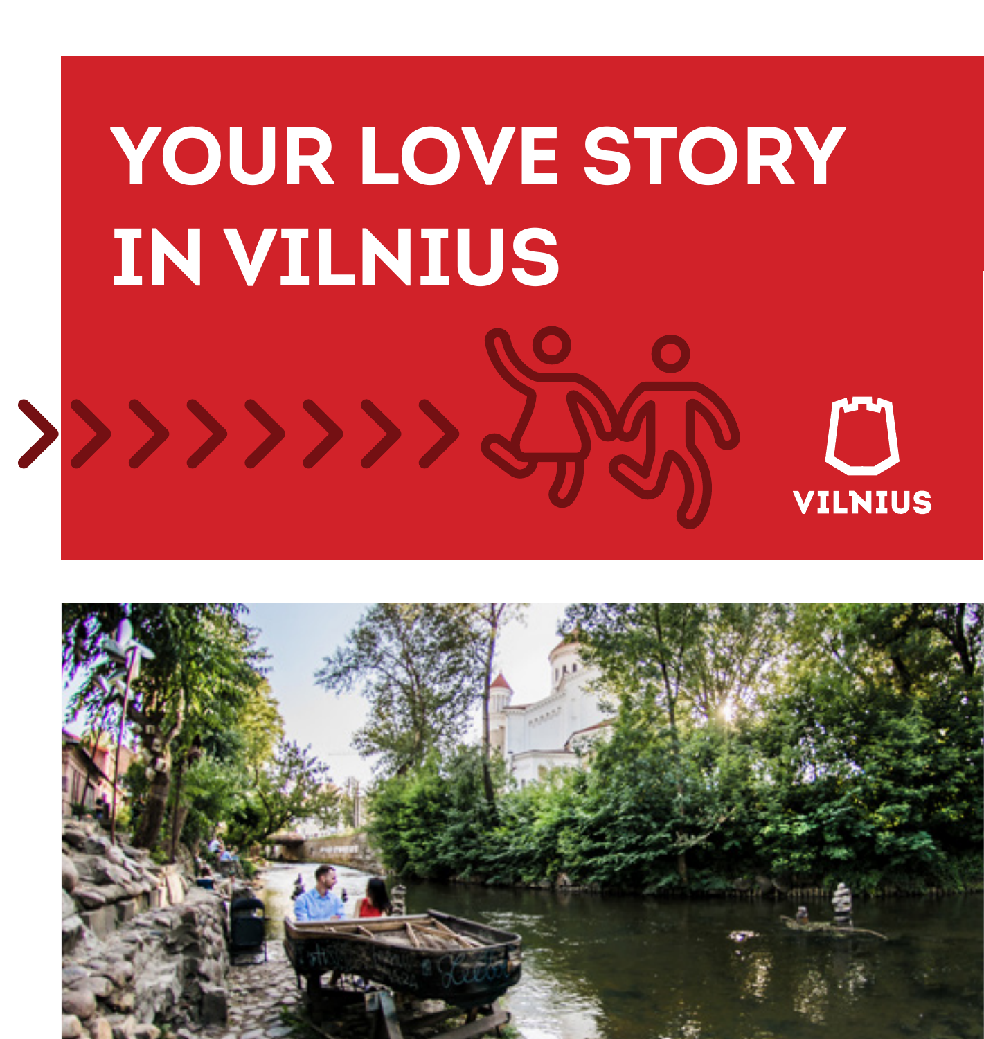# YOUR LOVE STORY IN VILNIUS

VILNIUS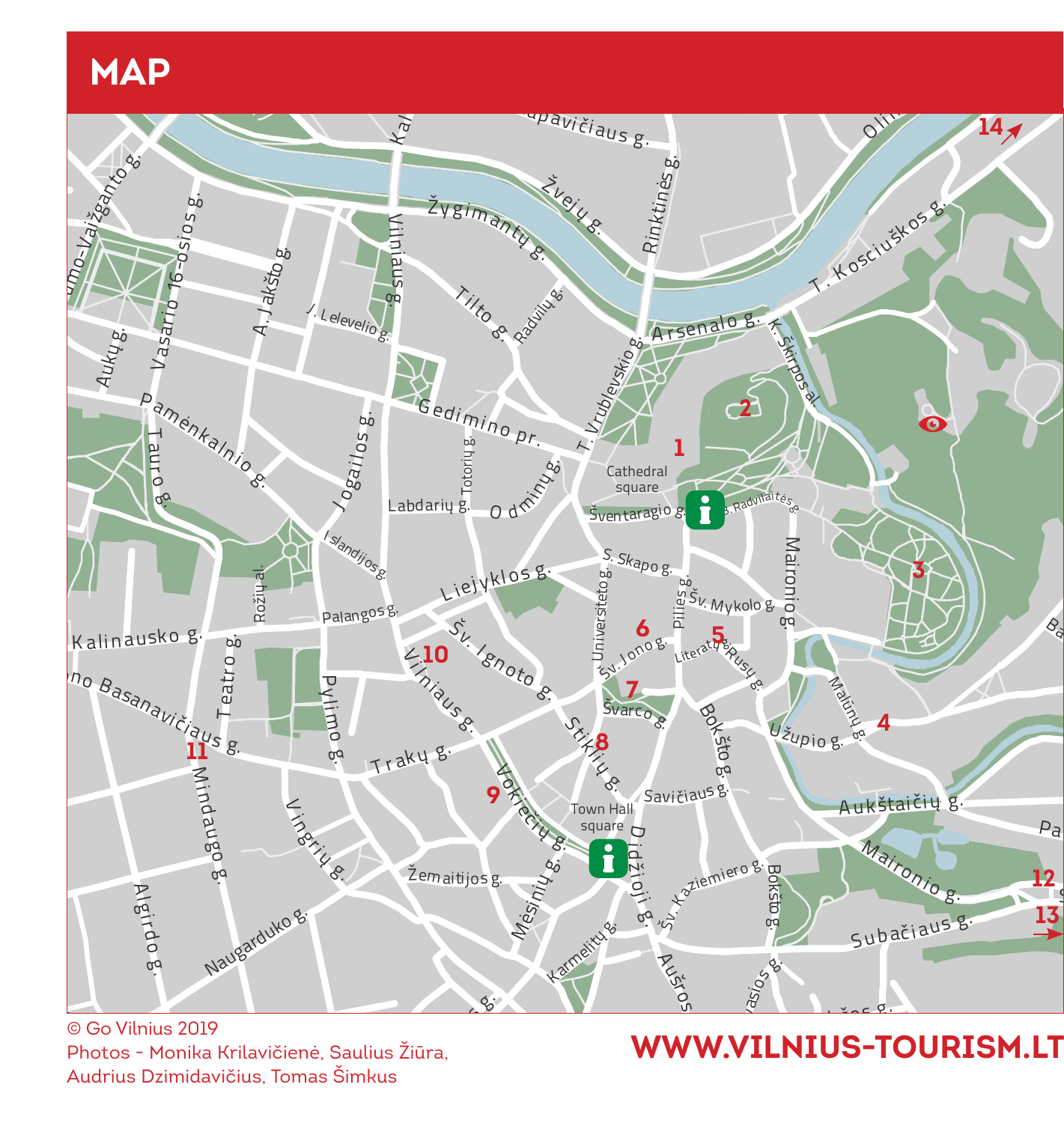# MAP

© Go Vilnius 2019

Photos - Monika Krilavičienė, Saulius Žiūra, Audrius Dzimidavičius, Tomas Šimkus

WWW.VILNIUS-TOURISM.LT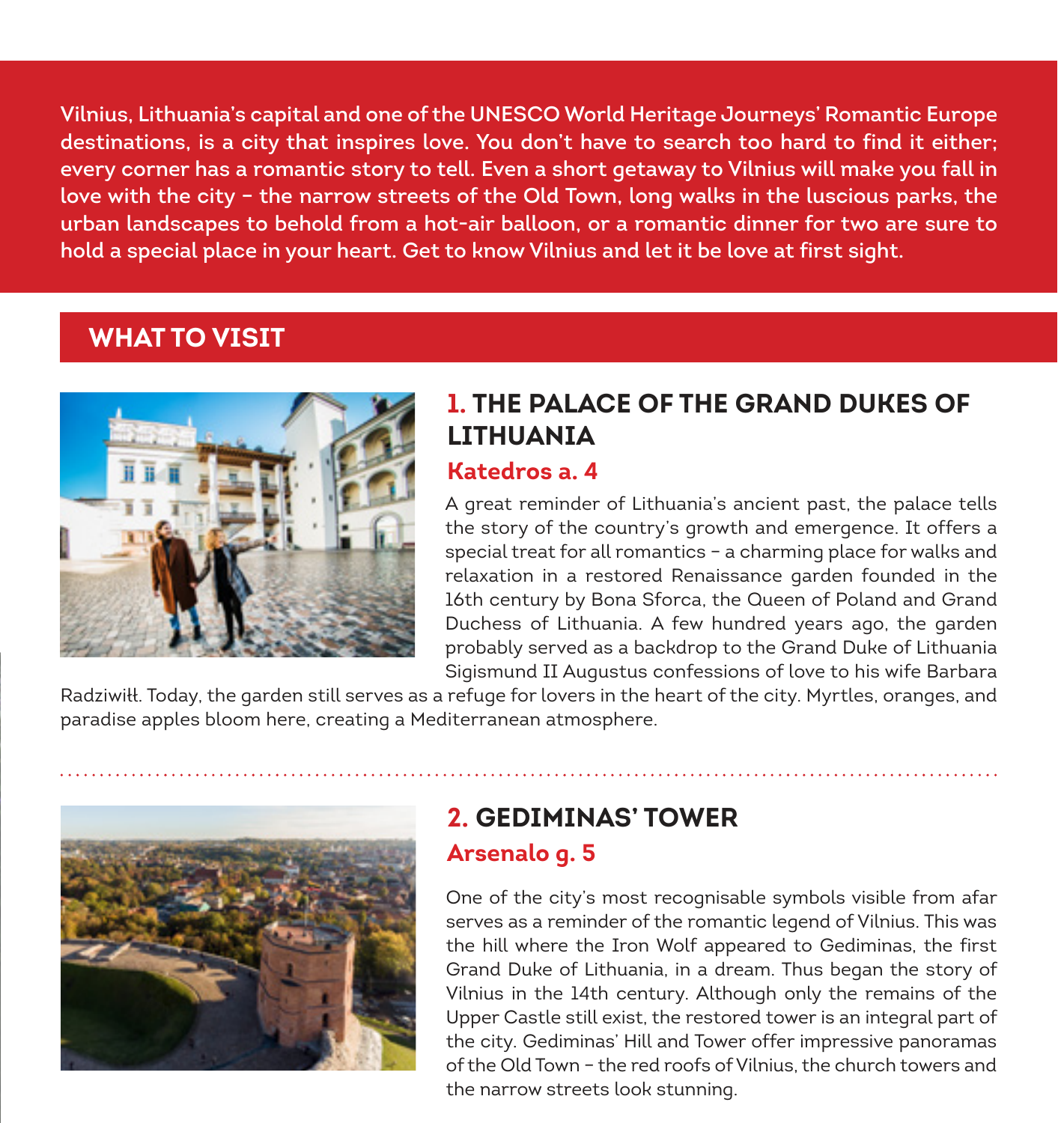Vilnius, Lithuania's capital and one of the UNESCO World Heritage Journeys' Romantic Europe destinations, is a city that inspires love. You don't have to search too hard to find it either; every corner has a romantic story to tell. Even a short getaway to Vilnius will make you fall in love with the city – the narrow streets of the Old Town, long walks in the luscious parks, the urban landscapes to behold from a hot-air balloon, or a romantic dinner for two are sure to hold a special place in your heart. Get to know Vilnius and let it be love at first sight.

## WHAT TO VISIT

### 1. THE PALACE OF THE GRAND DUKES OF LITHUANIA

**Katedros a. 4**

A great reminder of Lithuania's ancient past, the palace tells the story of the country's growth and emergence. It offers a special treat for all romantics – a charming place for walks and relaxation in a restored Renaissance garden founded in the 16th century by Bona Sforca, the Queen of Poland and Grand Duchess of Lithuania. A few hundred years ago, the garden probably served as a backdrop to the Grand Duke of Lithuania Sigismund II Augustus confessions of love to his wife Barbara Radziwiłł. Today, the garden still serves as a refuge for lovers in the heart of the city. Myrtles, oranges, and paradise apples bloom here, creating a Mediterranean atmosphere.

### 2. GEDIMINAS' TOWER

**Arsenalo g. 5**

One of the city's most recognisable symbols visible from afar serves as a reminder of the romantic legend of Vilnius. This was the hill where the Iron Wolf appeared to Gediminas, the first Grand Duke of Lithuania, in a dream. Thus began the story of Vilnius in the 14th century. Although only the remains of the Upper Castle still exist, the restored tower is an integral part of the city. Gediminas' Hill and Tower offer impressive panoramas of the Old Town – the red roofs of Vilnius, the church towers and the narrow streets look stunning.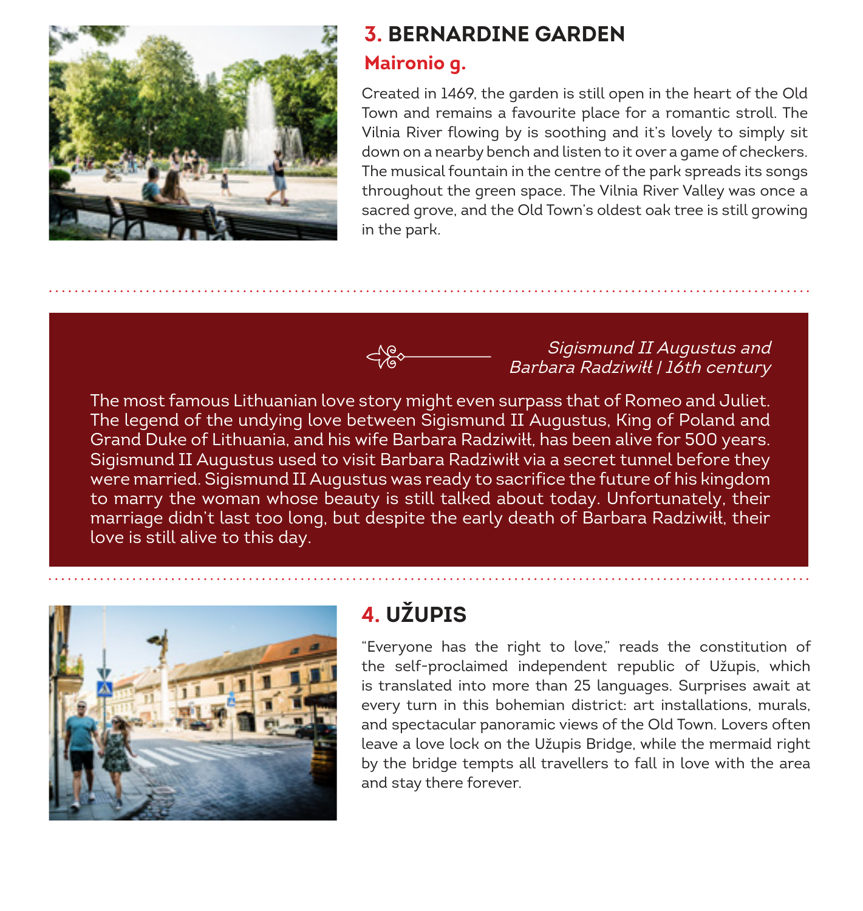## 3. BERNARDINE GARDEN

### Maironio g.

Created in 1469, the garden is still open in the heart of the Old Town and remains a favourite place for a romantic stroll. The Vilnia River flowing by is soothing and it's lovely to simply sit down on a nearby bench and listen to it over a game of checkers. The musical fountain in the centre of the park spreads its songs throughout the green space. The Vilnia River Valley was once a sacred grove, and the Old Town's oldest oak tree is still growing in the park.

*Sigismund II Augustus and Barbara Radziwiłł | 16th century*

The most famous Lithuanian love story might even surpass that of Romeo and Juliet. The legend of the undying love between Sigismund II Augustus, King of Poland and Grand Duke of Lithuania, and his wife Barbara Radziwiłł, has been alive for 500 years. Sigismund II Augustus used to visit Barbara Radziwiłł via a secret tunnel before they were married. Sigismund II Augustus was ready to sacrifice the future of his kingdom to marry the woman whose beauty is still talked about today. Unfortunately, their marriage didn't last too long, but despite the early death of Barbara Radziwiłł, their love is still alive to this day.

## 4. UŽUPIS

"Everyone has the right to love," reads the constitution of the self-proclaimed independent republic of Užupis, which is translated into more than 25 languages. Surprises await at every turn in this bohemian district: art installations, murals, and spectacular panoramic views of the Old Town. Lovers often leave a love lock on the Užupis Bridge, while the mermaid right by the bridge tempts all travellers to fall in love with the area and stay there forever.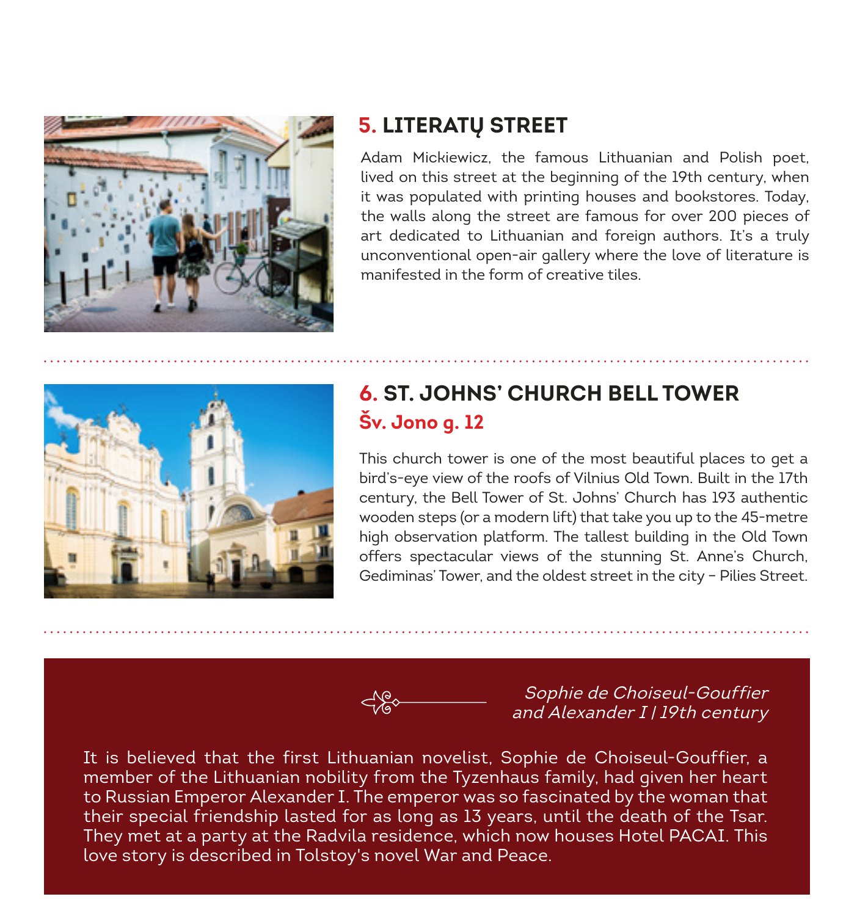## 5. LITERATŲ STREET

Adam Mickiewicz, the famous Lithuanian and Polish poet, lived on this street at the beginning of the 19th century, when it was populated with printing houses and bookstores. Today, the walls along the street are famous for over 200 pieces of art dedicated to Lithuanian and foreign authors. It's a truly unconventional open-air gallery where the love of literature is manifested in the form of creative tiles.

## 6. ST. JOHNS' CHURCH BELL TOWER

**Šv. Jono g. 12**

This church tower is one of the most beautiful places to get a bird's-eye view of the roofs of Vilnius Old Town. Built in the 17th century, the Bell Tower of St. Johns' Church has 193 authentic wooden steps (or a modern lift) that take you up to the 45-metre high observation platform. The tallest building in the Old Town offers spectacular views of the stunning St. Anne's Church, Gediminas' Tower, and the oldest street in the city – Pilies Street.

*Sophie de Choiseul-Gouffier and Alexander I | 19th century*

It is believed that the first Lithuanian novelist, Sophie de Choiseul-Gouffier, a member of the Lithuanian nobility from the Tyzenhaus family, had given her heart to Russian Emperor Alexander I. The emperor was so fascinated by the woman that their special friendship lasted for as long as 13 years, until the death of the Tsar. They met at a party at the Radvila residence, which now houses Hotel PACAI. This love story is described in Tolstoy's novel War and Peace.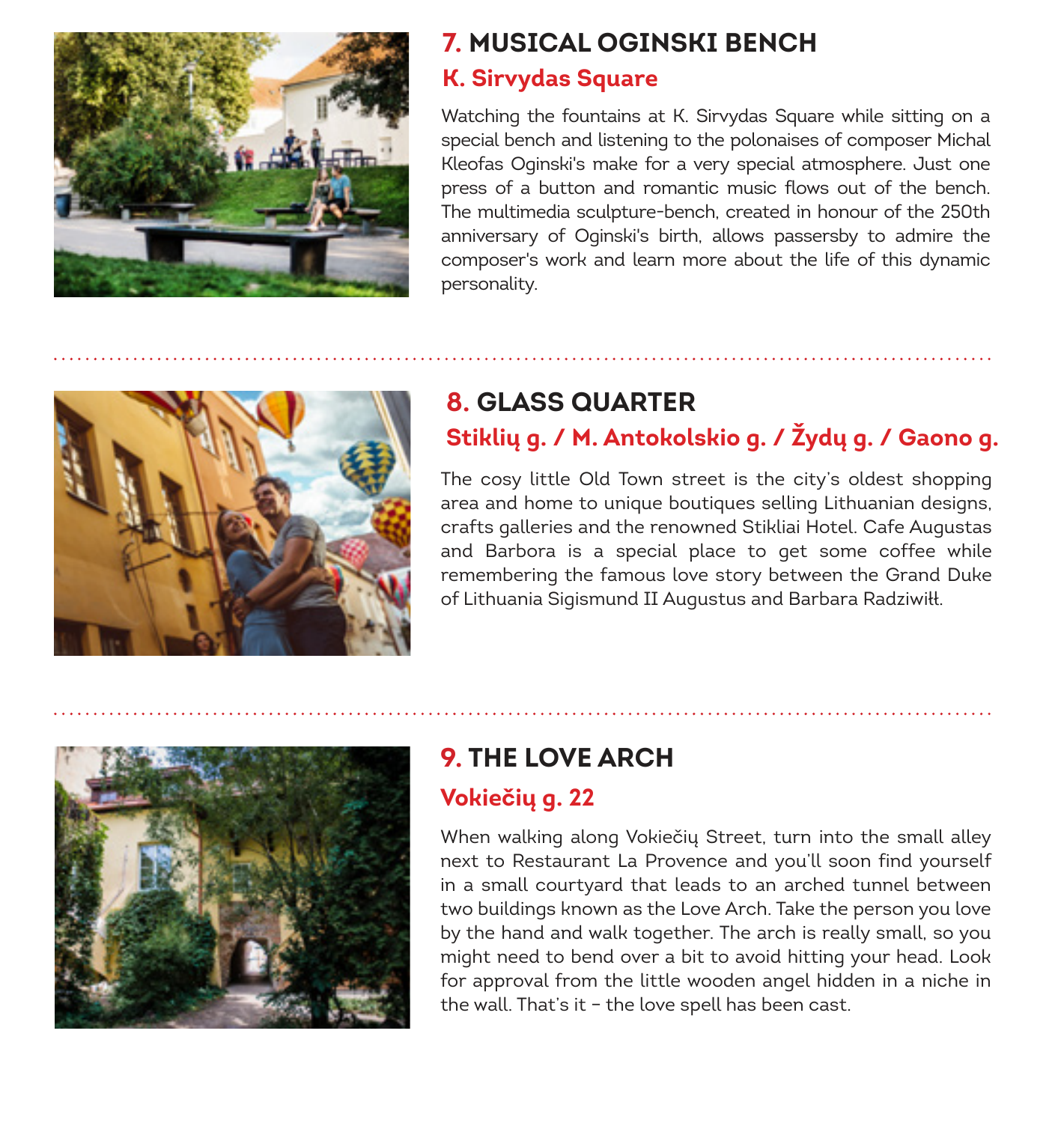## 7. MUSICAL OGINSKI BENCH

### K. Sirvydas Square

Watching the fountains at K. Sirvydas Square while sitting on a special bench and listening to the polonaises of composer Michal Kleofas Oginski's make for a very special atmosphere. Just one press of a button and romantic music flows out of the bench. The multimedia sculpture-bench, created in honour of the 250th anniversary of Oginski's birth, allows passersby to admire the composer's work and learn more about the life of this dynamic personality.

## 8. GLASS QUARTER

### Stiklių g. / M. Antokolskio g. / Žydų g. / Gaono g.

The cosy little Old Town street is the city's oldest shopping area and home to unique boutiques selling Lithuanian designs, crafts galleries and the renowned Stikliai Hotel. Cafe Augustas and Barbora is a special place to get some coffee while remembering the famous love story between the Grand Duke of Lithuania Sigismund II Augustus and Barbara Radziwiłł.

## 9. THE LOVE ARCH

### Vokiečių g. 22

When walking along Vokiečių Street, turn into the small alley next to Restaurant La Provence and you'll soon find yourself in a small courtyard that leads to an arched tunnel between two buildings known as the Love Arch. Take the person you love by the hand and walk together. The arch is really small, so you might need to bend over a bit to avoid hitting your head. Look for approval from the little wooden angel hidden in a niche in the wall. That's it – the love spell has been cast.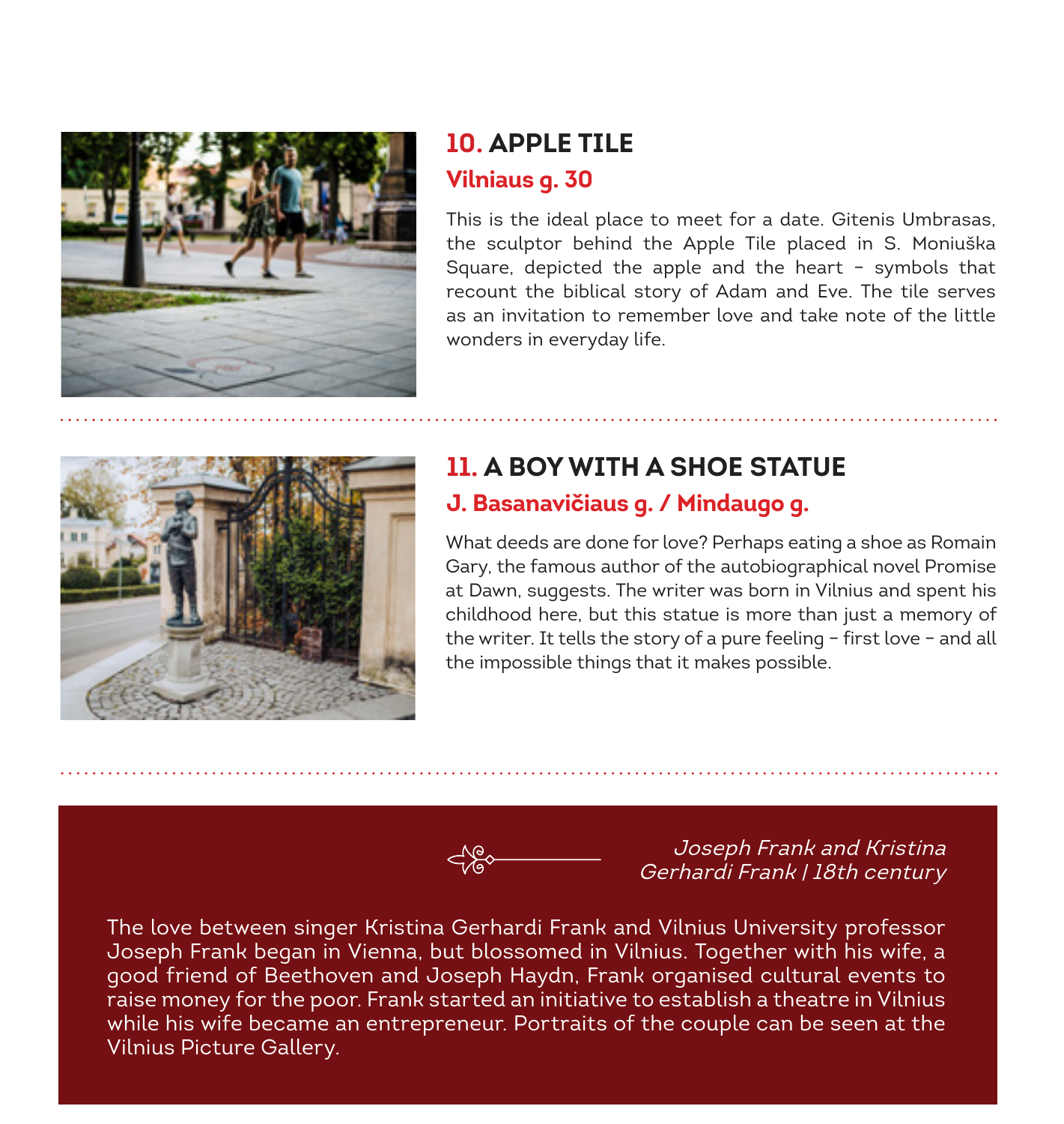## 10. APPLE TILE

**Vilniaus g. 30**

This is the ideal place to meet for a date. Gitenis Umbrasas, the sculptor behind the Apple Tile placed in S. Moniuška Square, depicted the apple and the heart – symbols that recount the biblical story of Adam and Eve. The tile serves as an invitation to remember love and take note of the little wonders in everyday life.

## 11. A BOY WITH A SHOE STATUE

**J. Basanavičiaus g. / Mindaugo g.**

What deeds are done for love? Perhaps eating a shoe as Romain Gary, the famous author of the autobiographical novel Promise at Dawn, suggests. The writer was born in Vilnius and spent his childhood here, but this statue is more than just a memory of the writer. It tells the story of a pure feeling – first love – and all the impossible things that it makes possible.

*Joseph Frank and Kristina Gerhardi Frank | 18th century*

The love between singer Kristina Gerhardi Frank and Vilnius University professor Joseph Frank began in Vienna, but blossomed in Vilnius. Together with his wife, a good friend of Beethoven and Joseph Haydn, Frank organised cultural events to raise money for the poor. Frank started an initiative to establish a theatre in Vilnius while his wife became an entrepreneur. Portraits of the couple can be seen at the Vilnius Picture Gallery.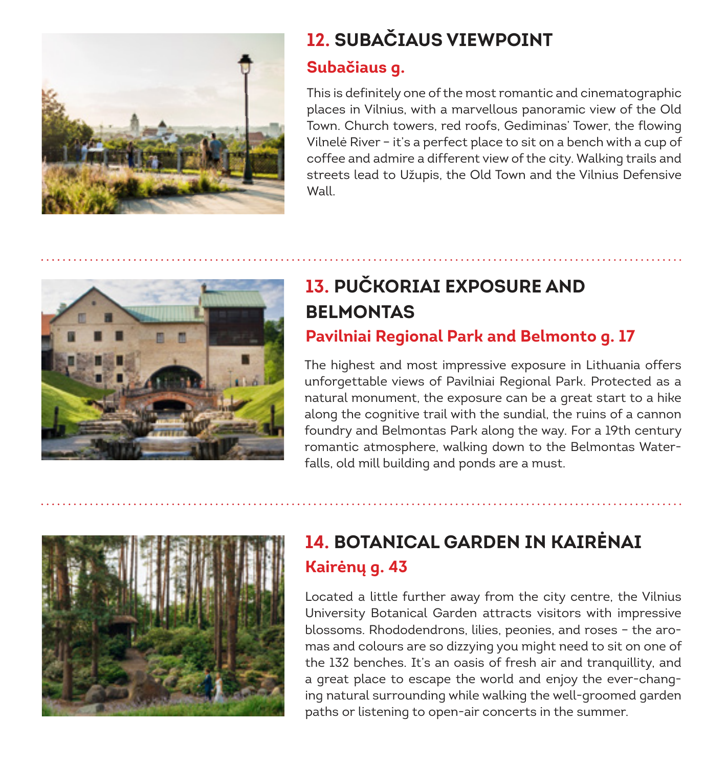## 12. SUBAČIAUS VIEWPOINT

**Subačiaus g.**

This is definitely one of the most romantic and cinematographic places in Vilnius, with a marvellous panoramic view of the Old Town. Church towers, red roofs, Gediminas' Tower, the flowing Vilnelė River – it's a perfect place to sit on a bench with a cup of coffee and admire a different view of the city. Walking trails and streets lead to Užupis, the Old Town and the Vilnius Defensive Wall.

## 13. PUČKORIAI EXPOSURE AND BELMONTAS

**Pavilniai Regional Park and Belmonto g. 17**

The highest and most impressive exposure in Lithuania offers unforgettable views of Pavilniai Regional Park. Protected as a natural monument, the exposure can be a great start to a hike along the cognitive trail with the sundial, the ruins of a cannon foundry and Belmontas Park along the way. For a 19th century romantic atmosphere, walking down to the Belmontas Waterfalls, old mill building and ponds are a must.

## 14. BOTANICAL GARDEN IN KAIRĖNAI

**Kairėnų g. 43**

Located a little further away from the city centre, the Vilnius University Botanical Garden attracts visitors with impressive blossoms. Rhododendrons, lilies, peonies, and roses – the aromas and colours are so dizzying you might need to sit on one of the 132 benches. It's an oasis of fresh air and tranquillity, and a great place to escape the world and enjoy the ever-changing natural surrounding while walking the well-groomed garden paths or listening to open-air concerts in the summer.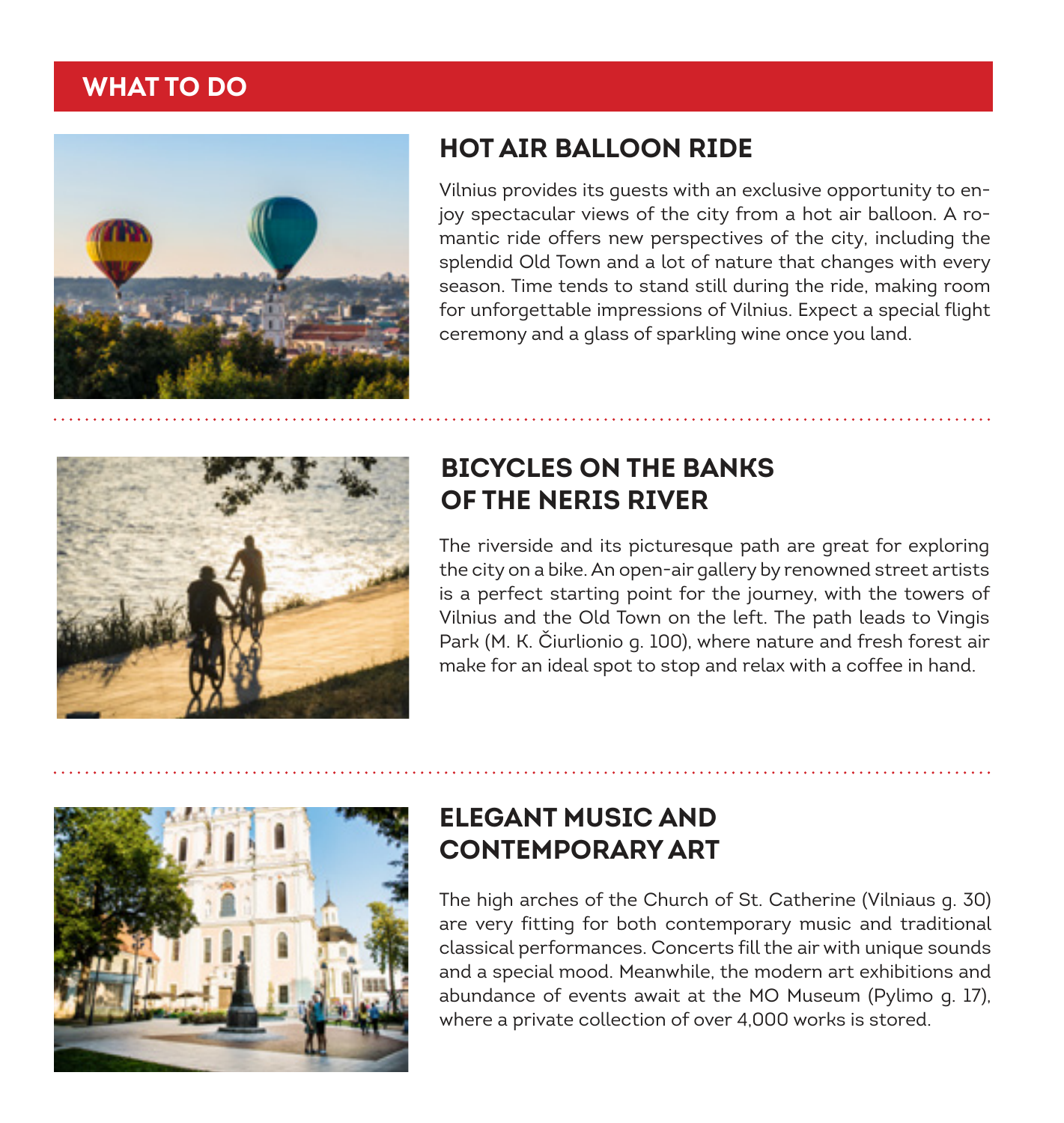## WHAT TO DO

### HOT AIR BALLOON RIDE

Vilnius provides its guests with an exclusive opportunity to enjoy spectacular views of the city from a hot air balloon. A romantic ride offers new perspectives of the city, including the splendid Old Town and a lot of nature that changes with every season. Time tends to stand still during the ride, making room for unforgettable impressions of Vilnius. Expect a special flight ceremony and a glass of sparkling wine once you land.

### BICYCLES ON THE BANKS OF THE NERIS RIVER

The riverside and its picturesque path are great for exploring the city on a bike. An open-air gallery by renowned street artists is a perfect starting point for the journey, with the towers of Vilnius and the Old Town on the left. The path leads to Vingis Park (M. K. Čiurlionio g. 100), where nature and fresh forest air make for an ideal spot to stop and relax with a coffee in hand.

### ELEGANT MUSIC AND CONTEMPORARY ART

The high arches of the Church of St. Catherine (Vilniaus g. 30) are very fitting for both contemporary music and traditional classical performances. Concerts fill the air with unique sounds and a special mood. Meanwhile, the modern art exhibitions and abundance of events await at the MO Museum (Pylimo g. 17), where a private collection of over 4,000 works is stored.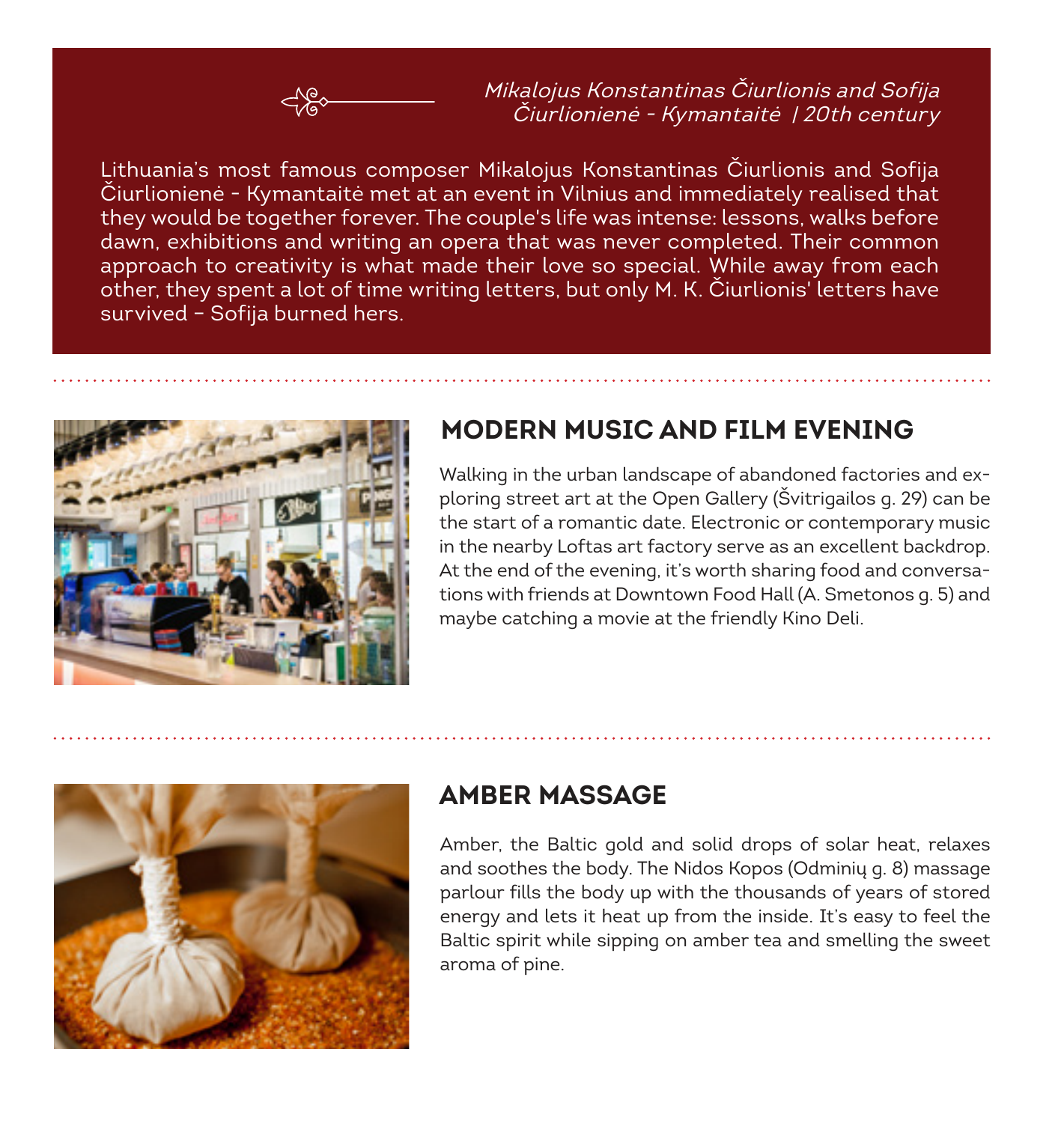*Mikalojus Konstantinas Čiurlionis and Sofija Čiurlionienė - Kymantaitė | 20th century*

Lithuania's most famous composer Mikalojus Konstantinas Čiurlionis and Sofija Čiurlionienė - Kymantaitė met at an event in Vilnius and immediately realised that they would be together forever. The couple's life was intense: lessons, walks before dawn, exhibitions and writing an opera that was never completed. Their common approach to creativity is what made their love so special. While away from each other, they spent a lot of time writing letters, but only M. K. Čiurlionis' letters have survived – Sofija burned hers.

## MODERN MUSIC AND FILM EVENING

Walking in the urban landscape of abandoned factories and exploring street art at the Open Gallery (Švitrigailos g. 29) can be the start of a romantic date. Electronic or contemporary music in the nearby Loftas art factory serve as an excellent backdrop. At the end of the evening, it's worth sharing food and conversations with friends at Downtown Food Hall (A. Smetonos g. 5) and maybe catching a movie at the friendly Kino Deli.

## AMBER MASSAGE

Amber, the Baltic gold and solid drops of solar heat, relaxes and soothes the body. The Nidos Kopos (Odminių g. 8) massage parlour fills the body up with the thousands of years of stored energy and lets it heat up from the inside. It's easy to feel the Baltic spirit while sipping on amber tea and smelling the sweet aroma of pine.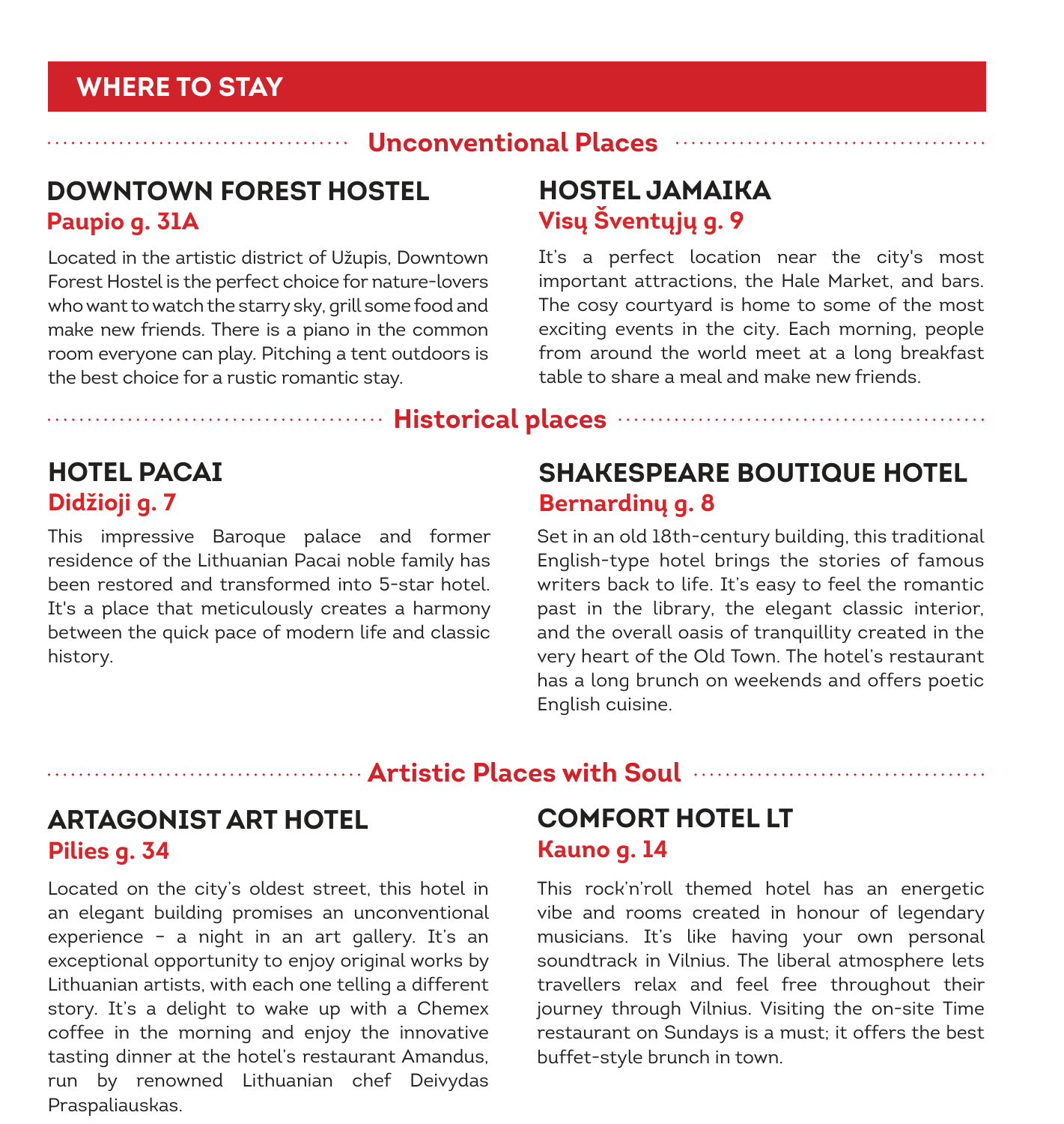# WHERE TO STAY

## Unconventional Places

### DOWNTOWN FOREST HOSTEL

**Paupio g. 31A**

Located in the artistic district of Užupis, Downtown Forest Hostel is the perfect choice for nature-lovers who want to watch the starry sky, grill some food and make new friends. There is a piano in the common room everyone can play. Pitching a tent outdoors is the best choice for a rustic romantic stay.

### HOSTEL JAMAIKA

**Visų Šventųjų g. 9**

It's a perfect location near the city's most important attractions, the Hale Market, and bars. The cosy courtyard is home to some of the most exciting events in the city. Each morning, people from around the world meet at a long breakfast table to share a meal and make new friends.

## Historical places

### HOTEL PACAI

**Didžioji g. 7**

This impressive Baroque palace and former residence of the Lithuanian Pacai noble family has been restored and transformed into 5-star hotel. It's a place that meticulously creates a harmony between the quick pace of modern life and classic history.

### SHAKESPEARE BOUTIQUE HOTEL

**Bernardinų g. 8**

Set in an old 18th-century building, this traditional English-type hotel brings the stories of famous writers back to life. It's easy to feel the romantic past in the library, the elegant classic interior, and the overall oasis of tranquillity created in the very heart of the Old Town. The hotel's restaurant has a long brunch on weekends and offers poetic English cuisine.

## Artistic Places with Soul

### ARTAGONIST ART HOTEL

**Pilies g. 34**

Located on the city's oldest street, this hotel in an elegant building promises an unconventional experience – a night in an art gallery. It's an exceptional opportunity to enjoy original works by Lithuanian artists, with each one telling a different story. It's a delight to wake up with a Chemex coffee in the morning and enjoy the innovative tasting dinner at the hotel's restaurant Amandus, run by renowned Lithuanian chef Deivydas Praspaliauskas.

### COMFORT HOTEL LT

**Kauno g. 14**

This rock'n'roll themed hotel has an energetic vibe and rooms created in honour of legendary musicians. It's like having your own personal soundtrack in Vilnius. The liberal atmosphere lets travellers relax and feel free throughout their journey through Vilnius. Visiting the on-site Time restaurant on Sundays is a must; it offers the best buffet-style brunch in town.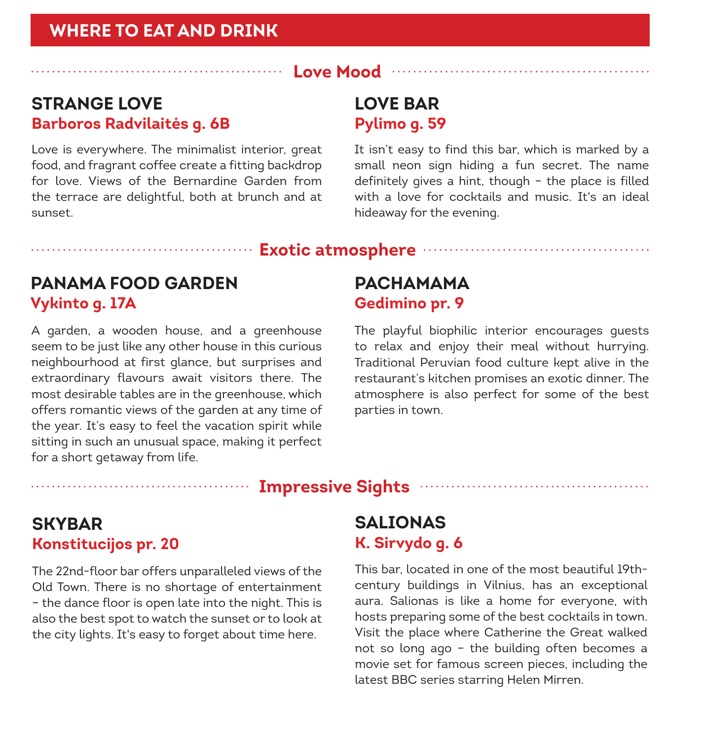# WHERE TO EAT AND DRINK

## Love Mood

### STRANGE LOVE

**Barboros Radvilaitės g. 6B**

Love is everywhere. The minimalist interior, great food, and fragrant coffee create a fitting backdrop for love. Views of the Bernardine Garden from the terrace are delightful, both at brunch and at sunset.

### LOVE BAR

**Pylimo g. 59**

It isn't easy to find this bar, which is marked by a small neon sign hiding a fun secret. The name definitely gives a hint, though – the place is filled with a love for cocktails and music. It's an ideal hideaway for the evening.

## Exotic atmosphere

### PANAMA FOOD GARDEN

**Vykinto g. 17A**

A garden, a wooden house, and a greenhouse seem to be just like any other house in this curious neighbourhood at first glance, but surprises and extraordinary flavours await visitors there. The most desirable tables are in the greenhouse, which offers romantic views of the garden at any time of the year. It's easy to feel the vacation spirit while sitting in such an unusual space, making it perfect for a short getaway from life.

### PACHAMAMA

**Gedimino pr. 9**

The playful biophilic interior encourages guests to relax and enjoy their meal without hurrying. Traditional Peruvian food culture kept alive in the restaurant's kitchen promises an exotic dinner. The atmosphere is also perfect for some of the best parties in town.

## Impressive Sights

### SKYBAR

**Konstitucijos pr. 20**

The 22nd-floor bar offers unparalleled views of the Old Town. There is no shortage of entertainment – the dance floor is open late into the night. This is also the best spot to watch the sunset or to look at the city lights. It's easy to forget about time here.

### SALIONAS

**K. Sirvydo g. 6**

This bar, located in one of the most beautiful 19th-century buildings in Vilnius, has an exceptional aura. Salionas is like a home for everyone, with hosts preparing some of the best cocktails in town. Visit the place where Catherine the Great walked not so long ago – the building often becomes a movie set for famous screen pieces, including the latest BBC series starring Helen Mirren.